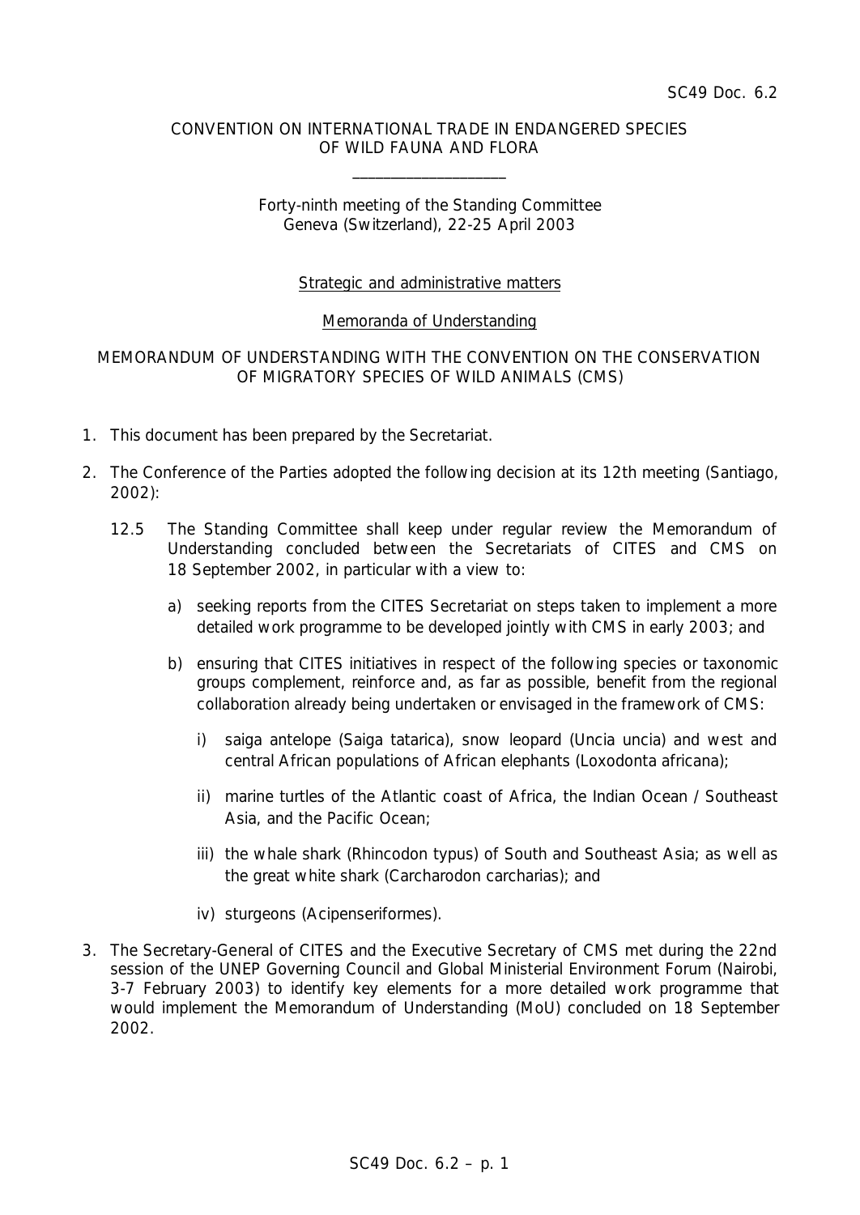SC49 Doc. 6.2

CONVENTION ON INTERNATIONAL TRADE IN ENDANGERED SPECIES OF WILD FAUNA AND FLORA

___________________

Forty-ninth meeting of the Standing Committee
Geneva (Switzerland), 22-25 April 2003

Strategic and administrative matters

Memoranda of Understanding

MEMORANDUM OF UNDERSTANDING WITH THE CONVENTION ON THE CONSERVATION OF MIGRATORY SPECIES OF WILD ANIMALS (CMS)

1. This document has been prepared by the Secretariat.

2. The Conference of the Parties adopted the following decision at its 12th meeting (Santiago, 2002):

   12.5 The Standing Committee shall keep under regular review the Memorandum of Understanding concluded between the Secretariats of CITES and CMS on 18 September 2002, in particular with a view to:

   a) seeking reports from the CITES Secretariat on steps taken to implement a more detailed work programme to be developed jointly with CMS in early 2003; and

   b) ensuring that CITES initiatives in respect of the following species or taxonomic groups complement, reinforce and, as far as possible, benefit from the regional collaboration already being undertaken or envisaged in the framework of CMS:

      i) saiga antelope (Saiga tatarica), snow leopard (Uncia uncia) and west and central African populations of African elephants (Loxodonta africana);

      ii) marine turtles of the Atlantic coast of Africa, the Indian Ocean / Southeast Asia, and the Pacific Ocean;

      iii) the whale shark (Rhincodon typus) of South and Southeast Asia; as well as the great white shark (Carcharodon carcharias); and

      iv) sturgeons (Acipenseriformes).

3. The Secretary-General of CITES and the Executive Secretary of CMS met during the 22nd session of the UNEP Governing Council and Global Ministerial Environment Forum (Nairobi, 3-7 February 2003) to identify key elements for a more detailed work programme that would implement the Memorandum of Understanding (MoU) concluded on 18 September 2002.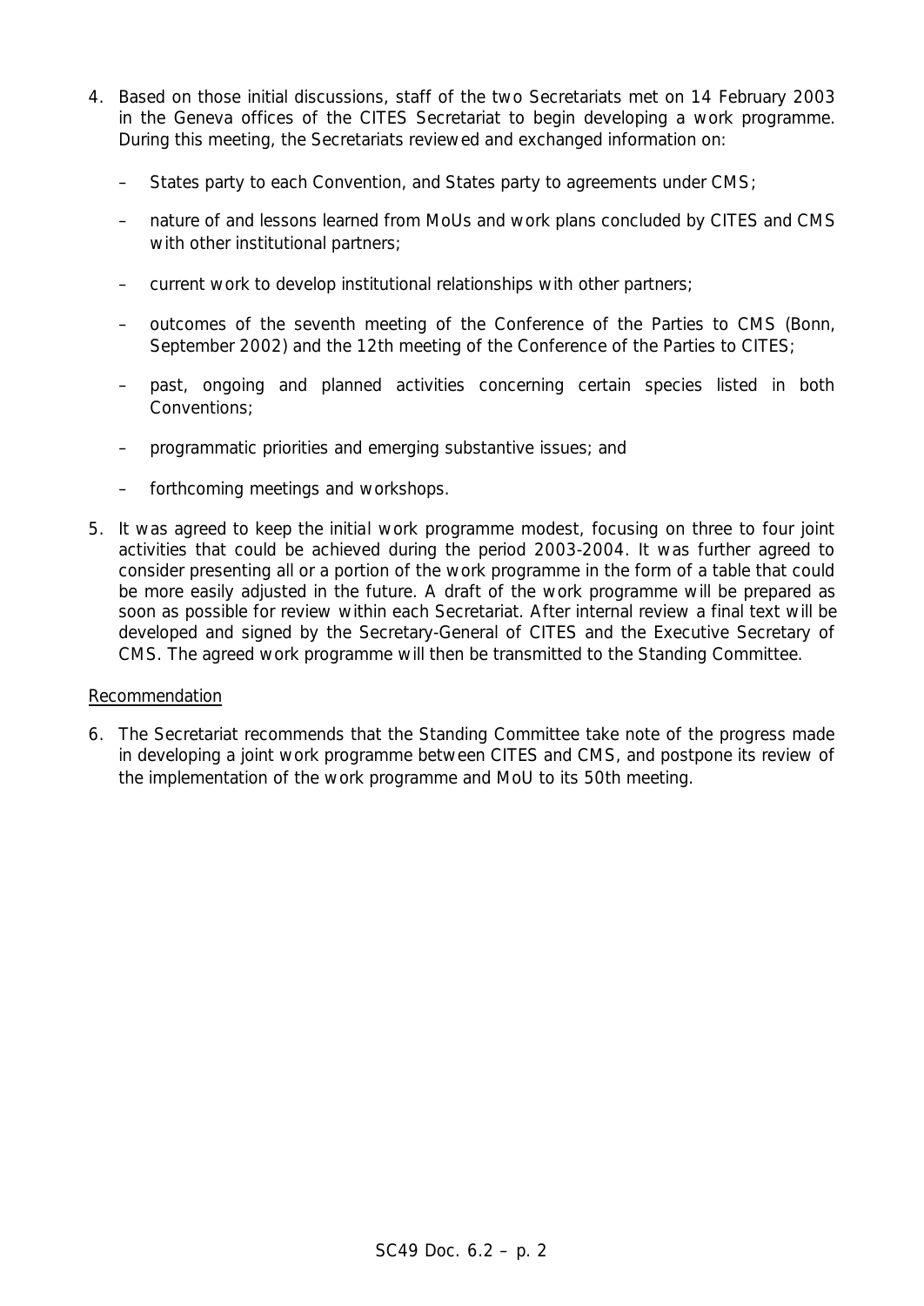4. Based on those initial discussions, staff of the two Secretariats met on 14 February 2003 in the Geneva offices of the CITES Secretariat to begin developing a work programme. During this meeting, the Secretariats reviewed and exchanged information on:

   – States party to each Convention, and States party to agreements under CMS;

   – nature of and lessons learned from MoUs and work plans concluded by CITES and CMS with other institutional partners;

   – current work to develop institutional relationships with other partners;

   – outcomes of the seventh meeting of the Conference of the Parties to CMS (Bonn, September 2002) and the 12th meeting of the Conference of the Parties to CITES;

   – past, ongoing and planned activities concerning certain species listed in both Conventions;

   – programmatic priorities and emerging substantive issues; and

   – forthcoming meetings and workshops.

5. It was agreed to keep the initial work programme modest, focusing on three to four joint activities that could be achieved during the period 2003-2004. It was further agreed to consider presenting all or a portion of the work programme in the form of a table that could be more easily adjusted in the future. A draft of the work programme will be prepared as soon as possible for review within each Secretariat. After internal review a final text will be developed and signed by the Secretary-General of CITES and the Executive Secretary of CMS. The agreed work programme will then be transmitted to the Standing Committee.

Recommendation

6. The Secretariat recommends that the Standing Committee take note of the progress made in developing a joint work programme between CITES and CMS, and postpone its review of the implementation of the work programme and MoU to its 50th meeting.